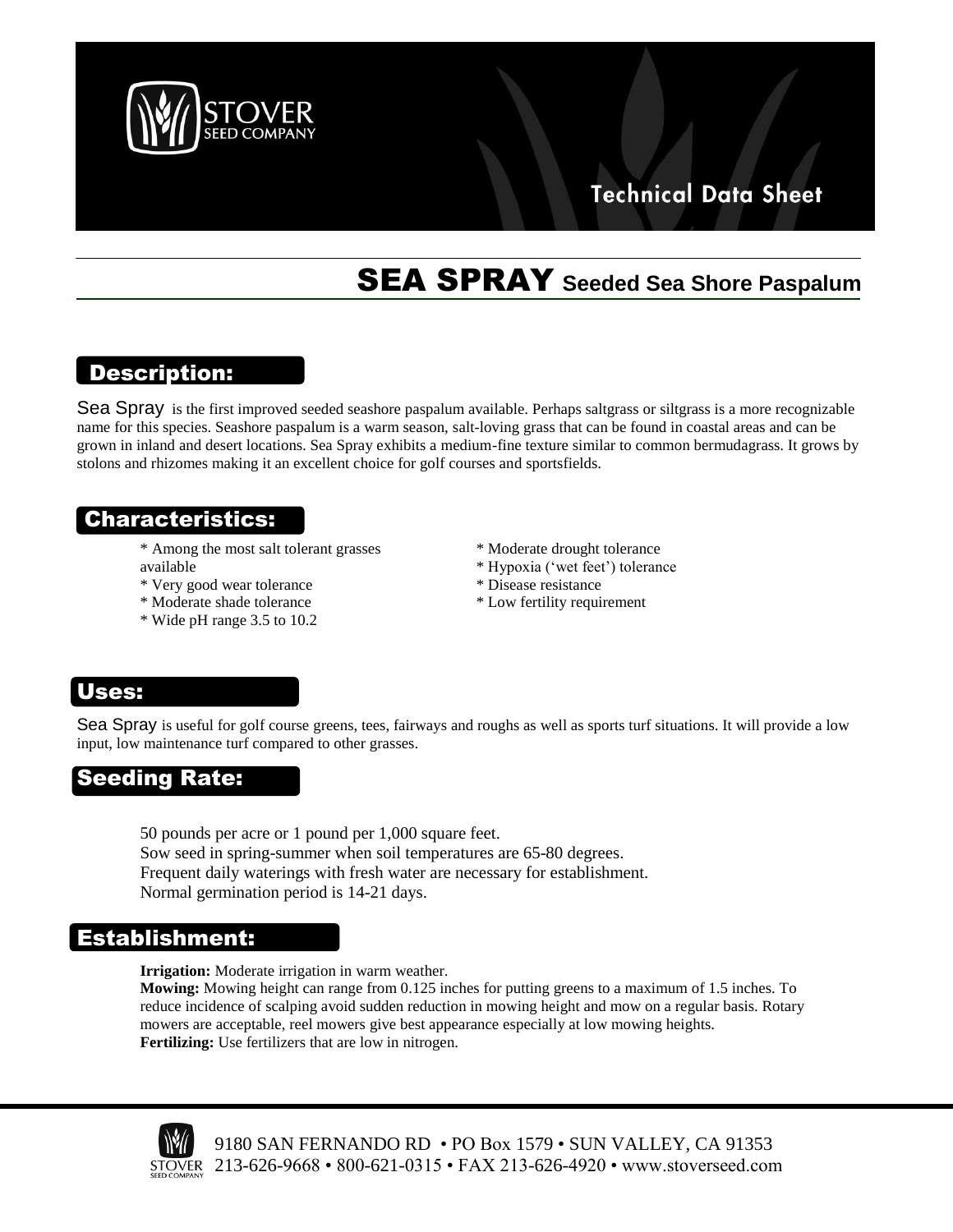STOVER SEED COMPANY

Technical Data Sheet

# SEA SPRAY Seeded Sea Shore Paspalum

## Description:

Sea Spray is the first improved seeded seashore paspalum available. Perhaps saltgrass or siltgrass is a more recognizable name for this species. Seashore paspalum is a warm season, salt-loving grass that can be found in coastal areas and can be grown in inland and desert locations. Sea Spray exhibits a medium-fine texture similar to common bermudagrass. It grows by stolons and rhizomes making it an excellent choice for golf courses and sportsfields.

## Characteristics:

* Among the most salt tolerant grasses available
* Very good wear tolerance
* Moderate shade tolerance
* Wide pH range 3.5 to 10.2
* Moderate drought tolerance
* Hypoxia ('wet feet') tolerance
* Disease resistance
* Low fertility requirement

## Uses:

Sea Spray is useful for golf course greens, tees, fairways and roughs as well as sports turf situations. It will provide a low input, low maintenance turf compared to other grasses.

## Seeding Rate:

50 pounds per acre or 1 pound per 1,000 square feet.
Sow seed in spring-summer when soil temperatures are 65-80 degrees.
Frequent daily waterings with fresh water are necessary for establishment.
Normal germination period is 14-21 days.

## Establishment:

**Irrigation:** Moderate irrigation in warm weather.
**Mowing:** Mowing height can range from 0.125 inches for putting greens to a maximum of 1.5 inches. To reduce incidence of scalping avoid sudden reduction in mowing height and mow on a regular basis. Rotary mowers are acceptable, reel mowers give best appearance especially at low mowing heights.
**Fertilizing:** Use fertilizers that are low in nitrogen.

9180 SAN FERNANDO RD • PO Box 1579 • SUN VALLEY, CA 91353
213-626-9668 • 800-621-0315 • FAX 213-626-4920 • www.stoverseed.com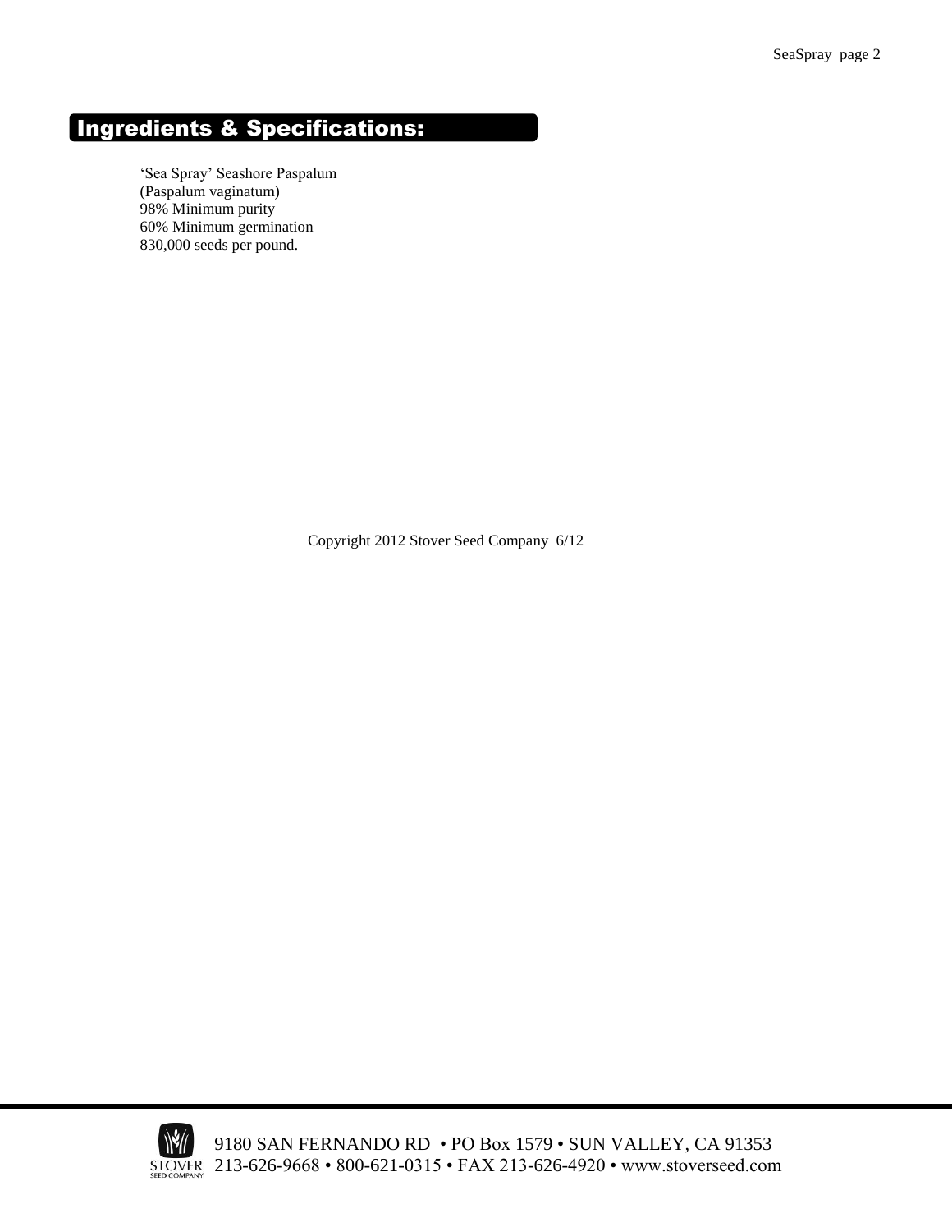## Ingredients & Specifications:

'Sea Spray' Seashore Paspalum
(Paspalum vaginatum)
98% Minimum purity
60% Minimum germination
830,000 seeds per pound.

Copyright 2012 Stover Seed Company 6/12

9180 SAN FERNANDO RD • PO Box 1579 • SUN VALLEY, CA 91353
213-626-9668 • 800-621-0315 • FAX 213-626-4920 • www.stoverseed.com